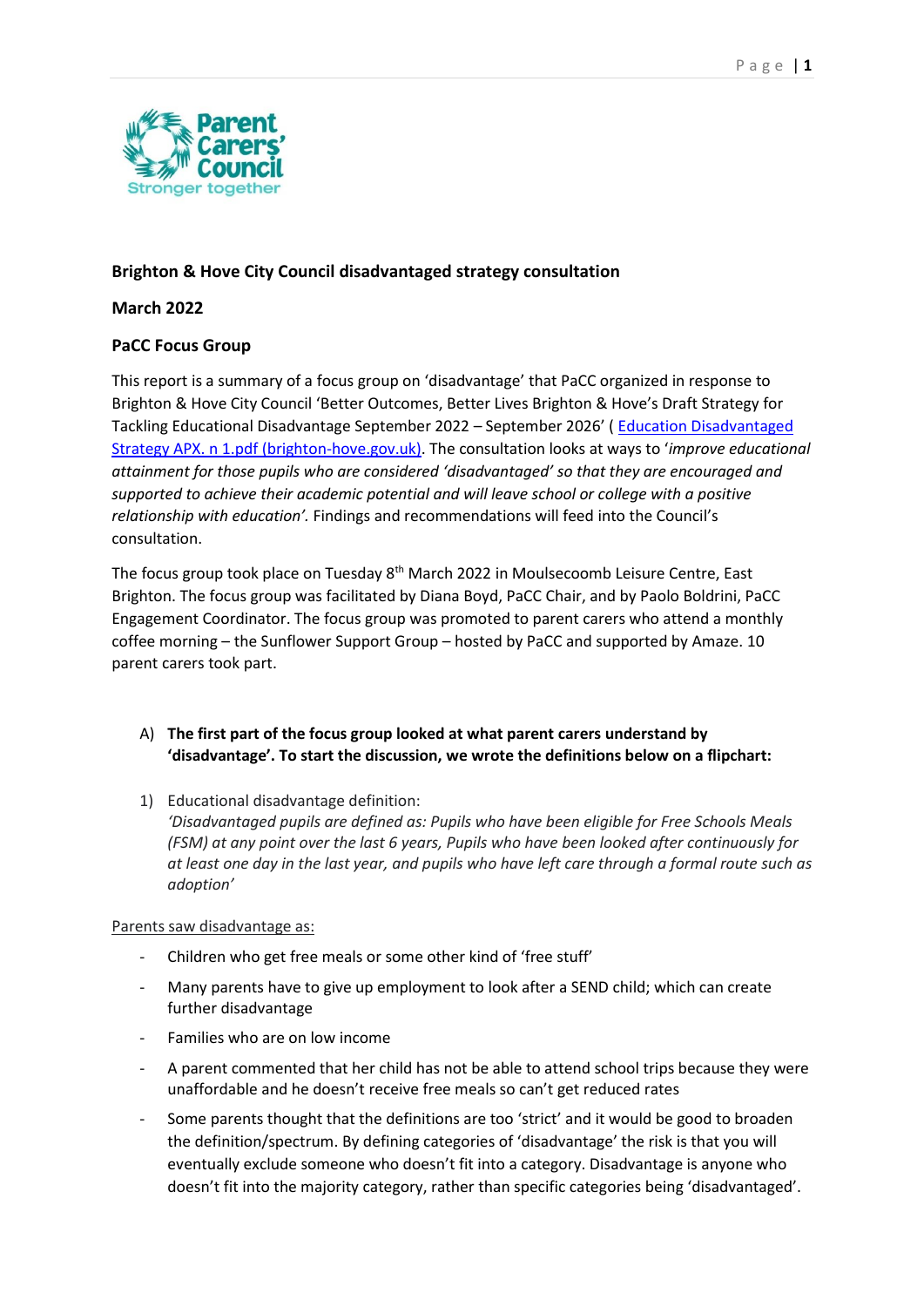**Brighton & Hove City Council disadvantaged strategy consultation**

**March 2022**

**PaCC Focus Group**

This report is a summary of a focus group on 'disadvantage' that PaCC organized in response to Brighton & Hove City Council 'Better Outcomes, Better Lives Brighton & Hove's Draft Strategy for Tackling Educational Disadvantage September 2022 – September 2026' ( [Education Disadvantaged Strategy APX. n 1.pdf (brighton-hove.gov.uk)](Education Disadvantaged Strategy APX. n 1.pdf (brighton-hove.gov.uk)). The consultation looks at ways to '*improve educational attainment for those pupils who are considered 'disadvantaged' so that they are encouraged and supported to achieve their academic potential and will leave school or college with a positive relationship with education'.* Findings and recommendations will feed into the Council's consultation.

The focus group took place on Tuesday 8th March 2022 in Moulsecoomb Leisure Centre, East Brighton. The focus group was facilitated by Diana Boyd, PaCC Chair, and by Paolo Boldrini, PaCC Engagement Coordinator. The focus group was promoted to parent carers who attend a monthly coffee morning – the Sunflower Support Group – hosted by PaCC and supported by Amaze. 10 parent carers took part.

A) **The first part of the focus group looked at what parent carers understand by 'disadvantage'. To start the discussion, we wrote the definitions below on a flipchart:**

1) Educational disadvantage definition:
   *'Disadvantaged pupils are defined as: Pupils who have been eligible for Free Schools Meals (FSM) at any point over the last 6 years, Pupils who have been looked after continuously for at least one day in the last year, and pupils who have left care through a formal route such as adoption'*

Parents saw disadvantage as:

- Children who get free meals or some other kind of 'free stuff'
- Many parents have to give up employment to look after a SEND child; which can create further disadvantage
- Families who are on low income
- A parent commented that her child has not be able to attend school trips because they were unaffordable and he doesn't receive free meals so can't get reduced rates
- Some parents thought that the definitions are too 'strict' and it would be good to broaden the definition/spectrum. By defining categories of 'disadvantage' the risk is that you will eventually exclude someone who doesn't fit into a category. Disadvantage is anyone who doesn't fit into the majority category, rather than specific categories being 'disadvantaged'.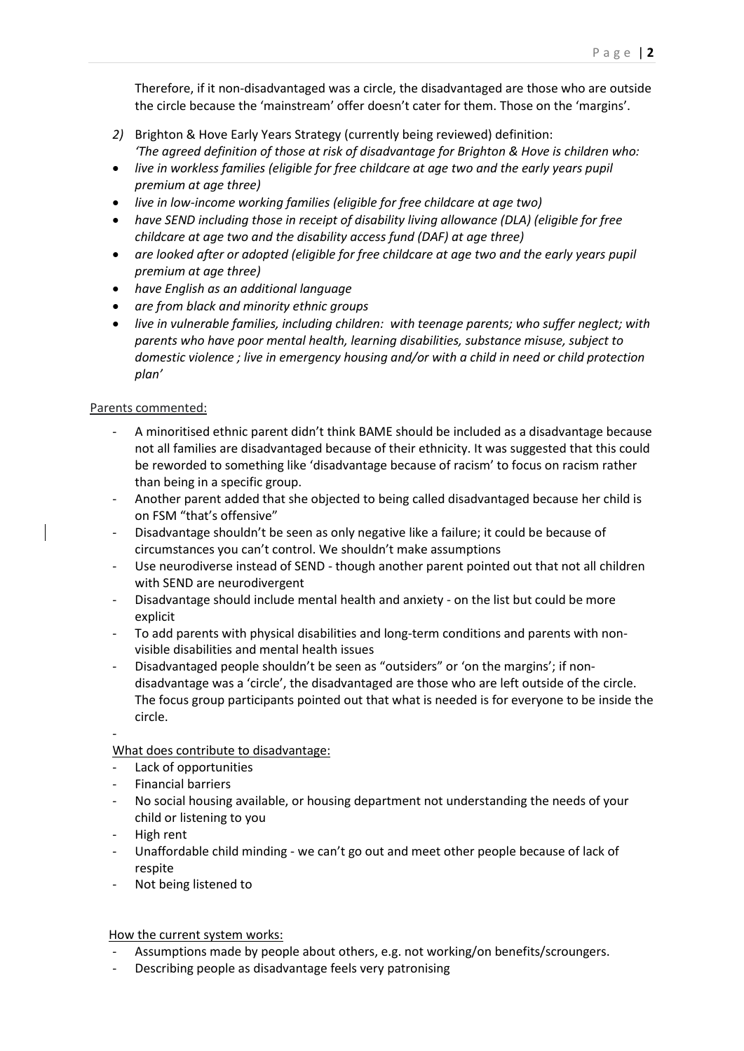Therefore, if it non-disadvantaged was a circle, the disadvantaged are those who are outside the circle because the 'mainstream' offer doesn't cater for them. Those on the 'margins'.

*2)* Brighton & Hove Early Years Strategy (currently being reviewed) definition:
*'The agreed definition of those at risk of disadvantage for Brighton & Hove is children who:*

- *live in workless families (eligible for free childcare at age two and the early years pupil premium at age three)*
- *live in low-income working families (eligible for free childcare at age two)*
- *have SEND including those in receipt of disability living allowance (DLA) (eligible for free childcare at age two and the disability access fund (DAF) at age three)*
- *are looked after or adopted (eligible for free childcare at age two and the early years pupil premium at age three)*
- *have English as an additional language*
- *are from black and minority ethnic groups*
- *live in vulnerable families, including children: with teenage parents; who suffer neglect; with parents who have poor mental health, learning disabilities, substance misuse, subject to domestic violence ; live in emergency housing and/or with a child in need or child protection plan'*

<u>Parents commented:</u>

- A minoritised ethnic parent didn't think BAME should be included as a disadvantage because not all families are disadvantaged because of their ethnicity. It was suggested that this could be reworded to something like 'disadvantage because of racism' to focus on racism rather than being in a specific group.
- Another parent added that she objected to being called disadvantaged because her child is on FSM "that's offensive"
- Disadvantage shouldn't be seen as only negative like a failure; it could be because of circumstances you can't control. We shouldn't make assumptions
- Use neurodiverse instead of SEND - though another parent pointed out that not all children with SEND are neurodivergent
- Disadvantage should include mental health and anxiety - on the list but could be more explicit
- To add parents with physical disabilities and long-term conditions and parents with non-visible disabilities and mental health issues
- Disadvantaged people shouldn't be seen as "outsiders" or 'on the margins'; if non-disadvantage was a 'circle', the disadvantaged are those who are left outside of the circle. The focus group participants pointed out that what is needed is for everyone to be inside the circle.
-

<u>What does contribute to disadvantage:</u>

- Lack of opportunities
- Financial barriers
- No social housing available, or housing department not understanding the needs of your child or listening to you
- High rent
- Unaffordable child minding - we can't go out and meet other people because of lack of respite
- Not being listened to

<u>How the current system works:</u>

- Assumptions made by people about others, e.g. not working/on benefits/scroungers.
- Describing people as disadvantage feels very patronising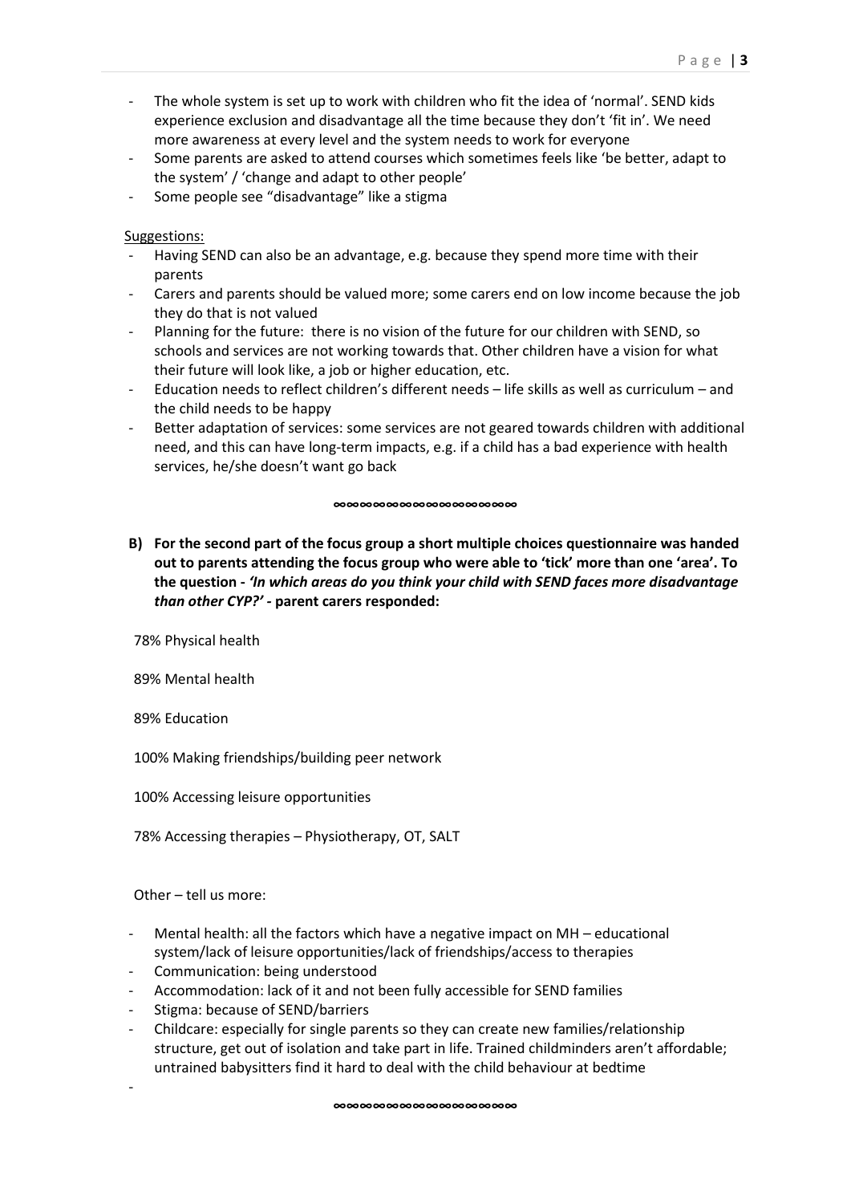- The whole system is set up to work with children who fit the idea of 'normal'. SEND kids experience exclusion and disadvantage all the time because they don't 'fit in'. We need more awareness at every level and the system needs to work for everyone
- Some parents are asked to attend courses which sometimes feels like 'be better, adapt to the system' / 'change and adapt to other people'
- Some people see "disadvantage" like a stigma

Suggestions:

- Having SEND can also be an advantage, e.g. because they spend more time with their parents
- Carers and parents should be valued more; some carers end on low income because the job they do that is not valued
- Planning for the future: there is no vision of the future for our children with SEND, so schools and services are not working towards that. Other children have a vision for what their future will look like, a job or higher education, etc.
- Education needs to reflect children's different needs – life skills as well as curriculum – and the child needs to be happy
- Better adaptation of services: some services are not geared towards children with additional need, and this can have long-term impacts, e.g. if a child has a bad experience with health services, he/she doesn't want go back

∞∞∞∞∞∞∞∞∞∞∞∞∞∞∞∞∞∞∞∞

**B) For the second part of the focus group a short multiple choices questionnaire was handed out to parents attending the focus group who were able to 'tick' more than one 'area'. To the question - *'In which areas do you think your child with SEND faces more disadvantage than other CYP?'* - parent carers responded:**

78% Physical health

89% Mental health

89% Education

100% Making friendships/building peer network

100% Accessing leisure opportunities

78% Accessing therapies – Physiotherapy, OT, SALT

Other – tell us more:

- Mental health: all the factors which have a negative impact on MH – educational system/lack of leisure opportunities/lack of friendships/access to therapies
- Communication: being understood
- Accommodation: lack of it and not been fully accessible for SEND families
- Stigma: because of SEND/barriers
- Childcare: especially for single parents so they can create new families/relationship structure, get out of isolation and take part in life. Trained childminders aren't affordable; untrained babysitters find it hard to deal with the child behaviour at bedtime
-

∞∞∞∞∞∞∞∞∞∞∞∞∞∞∞∞∞∞∞∞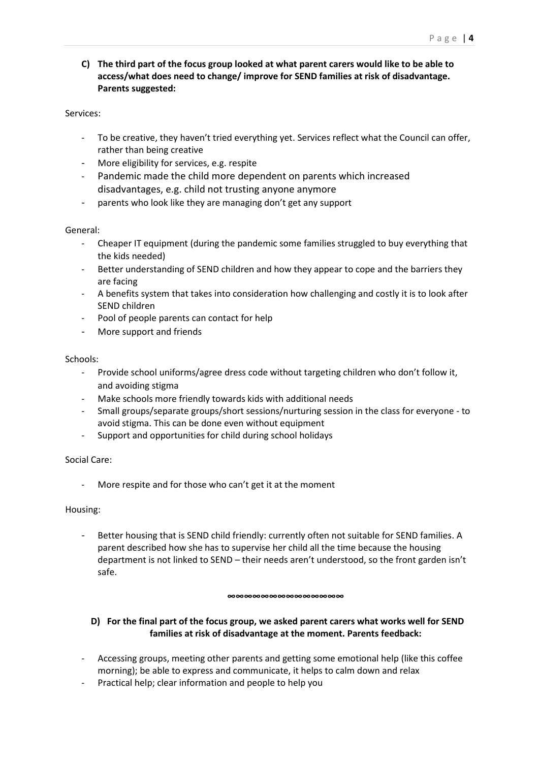**C) The third part of the focus group looked at what parent carers would like to be able to access/what does need to change/ improve for SEND families at risk of disadvantage. Parents suggested:**

Services:

- To be creative, they haven't tried everything yet. Services reflect what the Council can offer, rather than being creative
- More eligibility for services, e.g. respite
- Pandemic made the child more dependent on parents which increased disadvantages, e.g. child not trusting anyone anymore
- parents who look like they are managing don't get any support

General:

- Cheaper IT equipment (during the pandemic some families struggled to buy everything that the kids needed)
- Better understanding of SEND children and how they appear to cope and the barriers they are facing
- A benefits system that takes into consideration how challenging and costly it is to look after SEND children
- Pool of people parents can contact for help
- More support and friends

Schools:

- Provide school uniforms/agree dress code without targeting children who don't follow it, and avoiding stigma
- Make schools more friendly towards kids with additional needs
- Small groups/separate groups/short sessions/nurturing session in the class for everyone - to avoid stigma. This can be done even without equipment
- Support and opportunities for child during school holidays

Social Care:

- More respite and for those who can't get it at the moment

Housing:

- Better housing that is SEND child friendly: currently often not suitable for SEND families. A parent described how she has to supervise her child all the time because the housing department is not linked to SEND – their needs aren't understood, so the front garden isn't safe.

∞∞∞∞∞∞∞∞∞∞∞∞∞∞∞∞∞∞∞∞

**D) For the final part of the focus group, we asked parent carers what works well for SEND families at risk of disadvantage at the moment. Parents feedback:**

- Accessing groups, meeting other parents and getting some emotional help (like this coffee morning); be able to express and communicate, it helps to calm down and relax
- Practical help; clear information and people to help you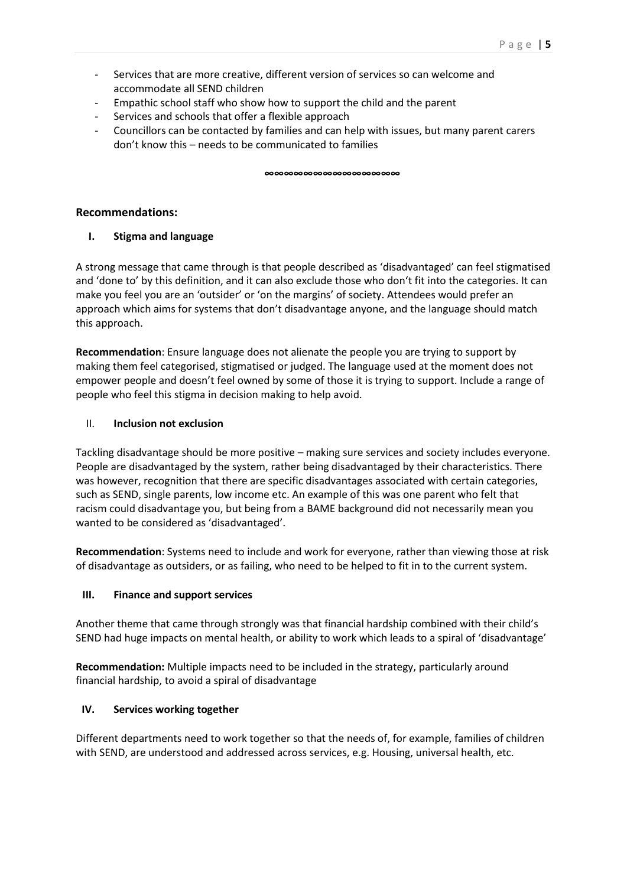- Services that are more creative, different version of services so can welcome and accommodate all SEND children
- Empathic school staff who show how to support the child and the parent
- Services and schools that offer a flexible approach
- Councillors can be contacted by families and can help with issues, but many parent carers don't know this – needs to be communicated to families

∞∞∞∞∞∞∞∞∞∞∞∞∞∞∞∞∞∞

## Recommendations:

### I. Stigma and language

A strong message that came through is that people described as 'disadvantaged' can feel stigmatised and 'done to' by this definition, and it can also exclude those who don't fit into the categories. It can make you feel you are an 'outsider' or 'on the margins' of society. Attendees would prefer an approach which aims for systems that don't disadvantage anyone, and the language should match this approach.

**Recommendation**: Ensure language does not alienate the people you are trying to support by making them feel categorised, stigmatised or judged. The language used at the moment does not empower people and doesn't feel owned by some of those it is trying to support. Include a range of people who feel this stigma in decision making to help avoid.

### II. Inclusion not exclusion

Tackling disadvantage should be more positive – making sure services and society includes everyone. People are disadvantaged by the system, rather being disadvantaged by their characteristics. There was however, recognition that there are specific disadvantages associated with certain categories, such as SEND, single parents, low income etc. An example of this was one parent who felt that racism could disadvantage you, but being from a BAME background did not necessarily mean you wanted to be considered as 'disadvantaged'.

**Recommendation**: Systems need to include and work for everyone, rather than viewing those at risk of disadvantage as outsiders, or as failing, who need to be helped to fit in to the current system.

### III. Finance and support services

Another theme that came through strongly was that financial hardship combined with their child's SEND had huge impacts on mental health, or ability to work which leads to a spiral of 'disadvantage'

**Recommendation:** Multiple impacts need to be included in the strategy, particularly around financial hardship, to avoid a spiral of disadvantage

### IV. Services working together

Different departments need to work together so that the needs of, for example, families of children with SEND, are understood and addressed across services, e.g. Housing, universal health, etc.